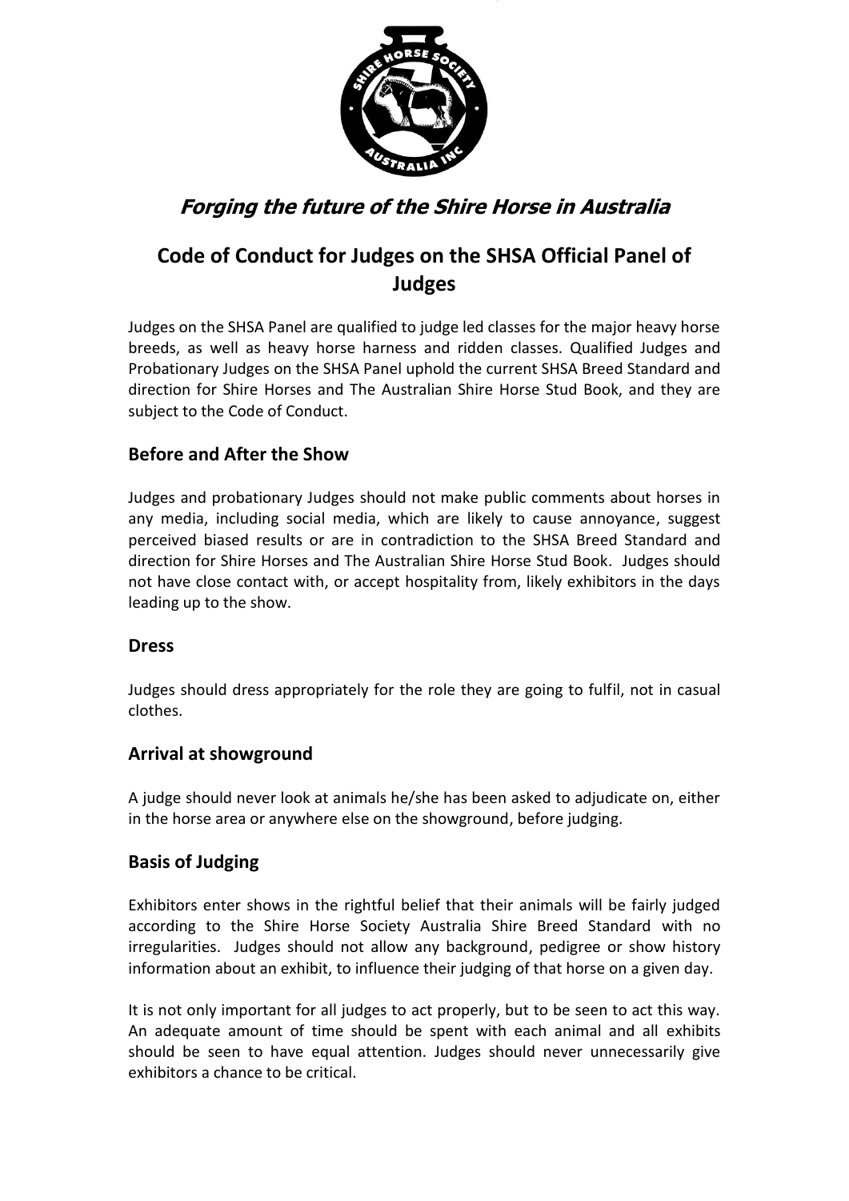*Forging the future of the Shire Horse in Australia*

# Code of Conduct for Judges on the SHSA Official Panel of Judges

Judges on the SHSA Panel are qualified to judge led classes for the major heavy horse breeds, as well as heavy horse harness and ridden classes. Qualified Judges and Probationary Judges on the SHSA Panel uphold the current SHSA Breed Standard and direction for Shire Horses and The Australian Shire Horse Stud Book, and they are subject to the Code of Conduct.

## Before and After the Show

Judges and probationary Judges should not make public comments about horses in any media, including social media, which are likely to cause annoyance, suggest perceived biased results or are in contradiction to the SHSA Breed Standard and direction for Shire Horses and The Australian Shire Horse Stud Book. Judges should not have close contact with, or accept hospitality from, likely exhibitors in the days leading up to the show.

## Dress

Judges should dress appropriately for the role they are going to fulfil, not in casual clothes.

## Arrival at showground

A judge should never look at animals he/she has been asked to adjudicate on, either in the horse area or anywhere else on the showground, before judging.

## Basis of Judging

Exhibitors enter shows in the rightful belief that their animals will be fairly judged according to the Shire Horse Society Australia Shire Breed Standard with no irregularities. Judges should not allow any background, pedigree or show history information about an exhibit, to influence their judging of that horse on a given day.

It is not only important for all judges to act properly, but to be seen to act this way. An adequate amount of time should be spent with each animal and all exhibits should be seen to have equal attention. Judges should never unnecessarily give exhibitors a chance to be critical.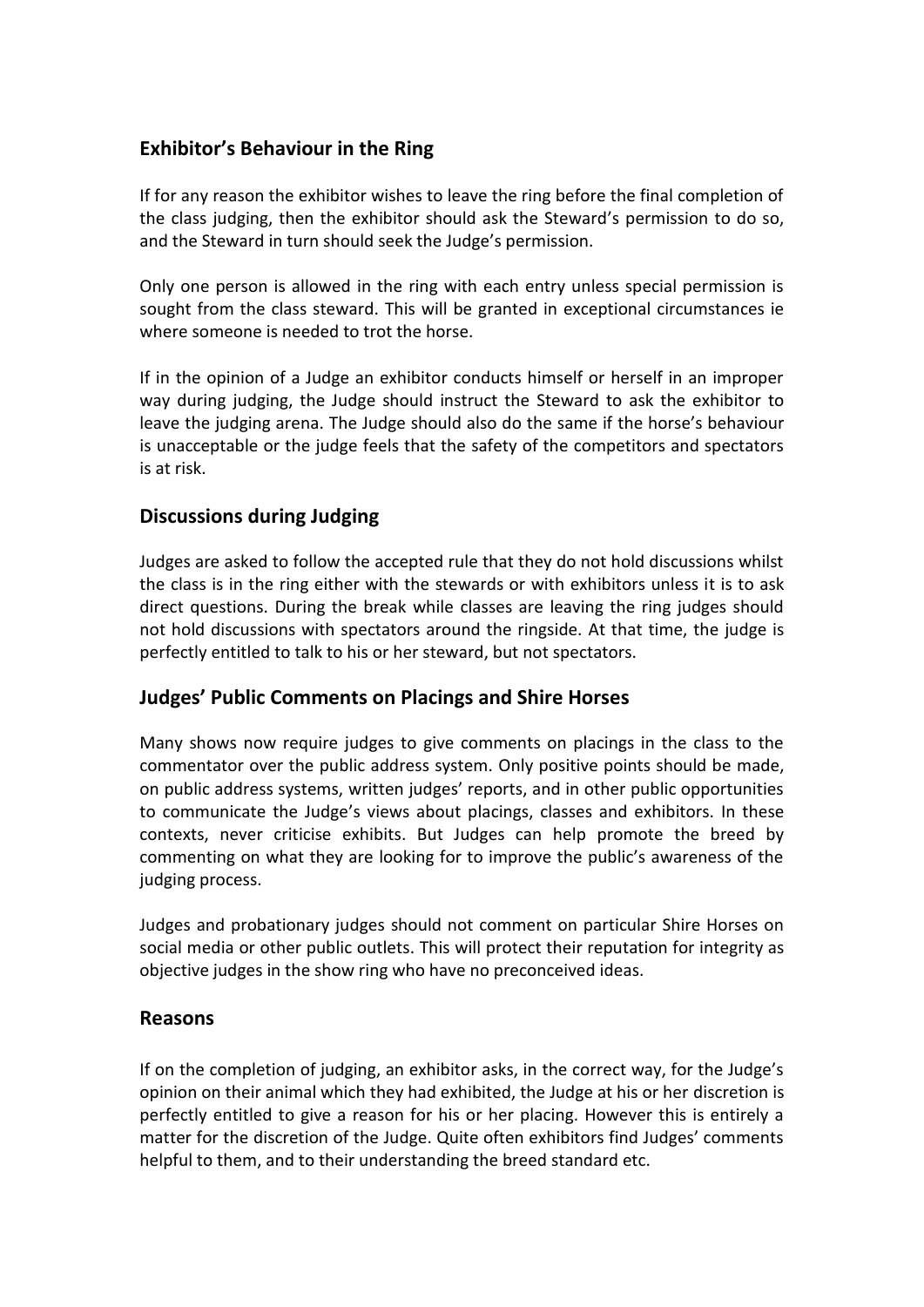## Exhibitor's Behaviour in the Ring

If for any reason the exhibitor wishes to leave the ring before the final completion of the class judging, then the exhibitor should ask the Steward's permission to do so, and the Steward in turn should seek the Judge's permission.

Only one person is allowed in the ring with each entry unless special permission is sought from the class steward. This will be granted in exceptional circumstances ie where someone is needed to trot the horse.

If in the opinion of a Judge an exhibitor conducts himself or herself in an improper way during judging, the Judge should instruct the Steward to ask the exhibitor to leave the judging arena. The Judge should also do the same if the horse's behaviour is unacceptable or the judge feels that the safety of the competitors and spectators is at risk.

## Discussions during Judging

Judges are asked to follow the accepted rule that they do not hold discussions whilst the class is in the ring either with the stewards or with exhibitors unless it is to ask direct questions. During the break while classes are leaving the ring judges should not hold discussions with spectators around the ringside. At that time, the judge is perfectly entitled to talk to his or her steward, but not spectators.

## Judges' Public Comments on Placings and Shire Horses

Many shows now require judges to give comments on placings in the class to the commentator over the public address system. Only positive points should be made, on public address systems, written judges' reports, and in other public opportunities to communicate the Judge's views about placings, classes and exhibitors. In these contexts, never criticise exhibits. But Judges can help promote the breed by commenting on what they are looking for to improve the public's awareness of the judging process.

Judges and probationary judges should not comment on particular Shire Horses on social media or other public outlets. This will protect their reputation for integrity as objective judges in the show ring who have no preconceived ideas.

## Reasons

If on the completion of judging, an exhibitor asks, in the correct way, for the Judge's opinion on their animal which they had exhibited, the Judge at his or her discretion is perfectly entitled to give a reason for his or her placing. However this is entirely a matter for the discretion of the Judge. Quite often exhibitors find Judges' comments helpful to them, and to their understanding the breed standard etc.